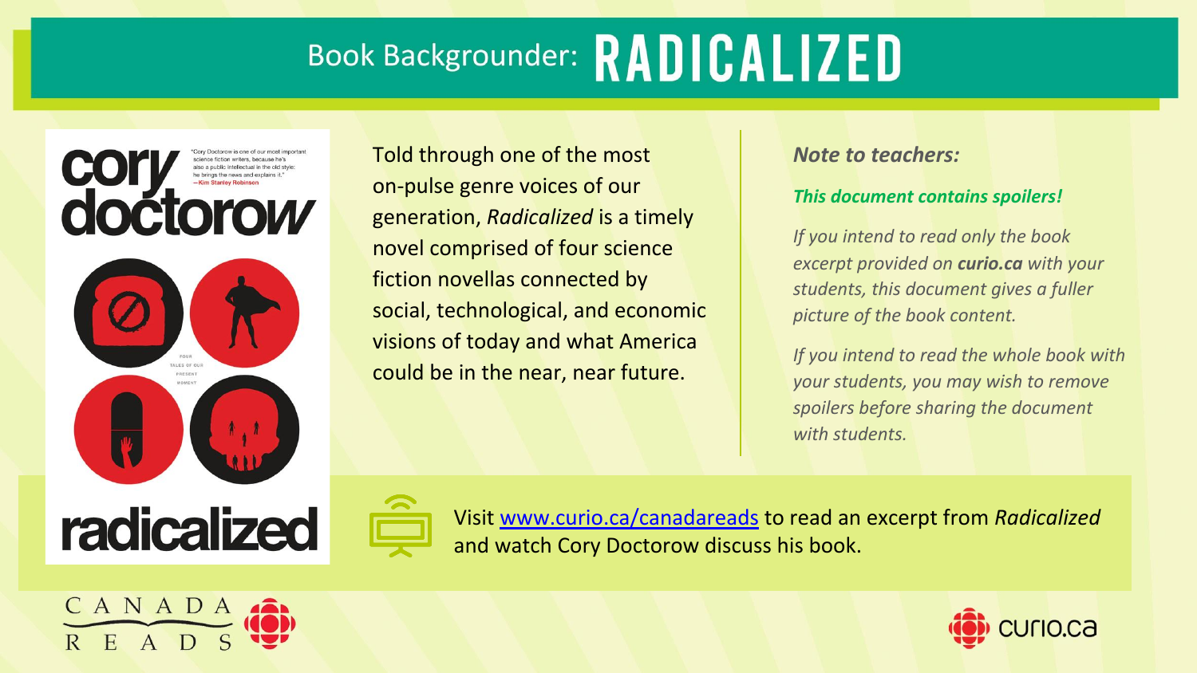# Book Backgrounder: RADICALIZED

Told through one of the most on-pulse genre voices of our generation, *Radicalized* is a timely novel comprised of four science fiction novellas connected by social, technological, and economic visions of today and what America could be in the near, near future.

***Note to teachers:***

***This document contains spoilers!***

*If you intend to read only the book excerpt provided on **curio.ca** with your students, this document gives a fuller picture of the book content.*

*If you intend to read the whole book with your students, you may wish to remove spoilers before sharing the document with students.*

Visit [www.curio.ca/canadareads](www.curio.ca/canadareads) to read an excerpt from *Radicalized* and watch Cory Doctorow discuss his book.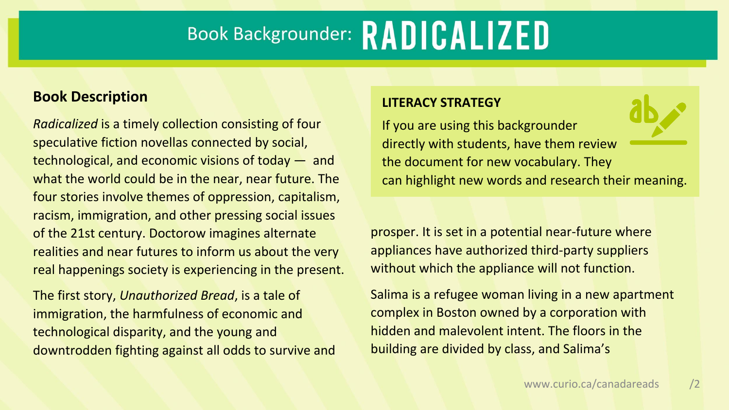# Book Backgrounder: RADICALIZED

## Book Description

*Radicalized* is a timely collection consisting of four speculative fiction novellas connected by social, technological, and economic visions of today — and what the world could be in the near, near future. The four stories involve themes of oppression, capitalism, racism, immigration, and other pressing social issues of the 21st century. Doctorow imagines alternate realities and near futures to inform us about the very real happenings society is experiencing in the present.

The first story, *Unauthorized Bread*, is a tale of immigration, the harmfulness of economic and technological disparity, and the young and downtrodden fighting against all odds to survive and prosper. It is set in a potential near-future where appliances have authorized third-party suppliers without which the appliance will not function.

Salima is a refugee woman living in a new apartment complex in Boston owned by a corporation with hidden and malevolent intent. The floors in the building are divided by class, and Salima's

**LITERACY STRATEGY**

If you are using this backgrounder directly with students, have them review the document for new vocabulary. They can highlight new words and research their meaning.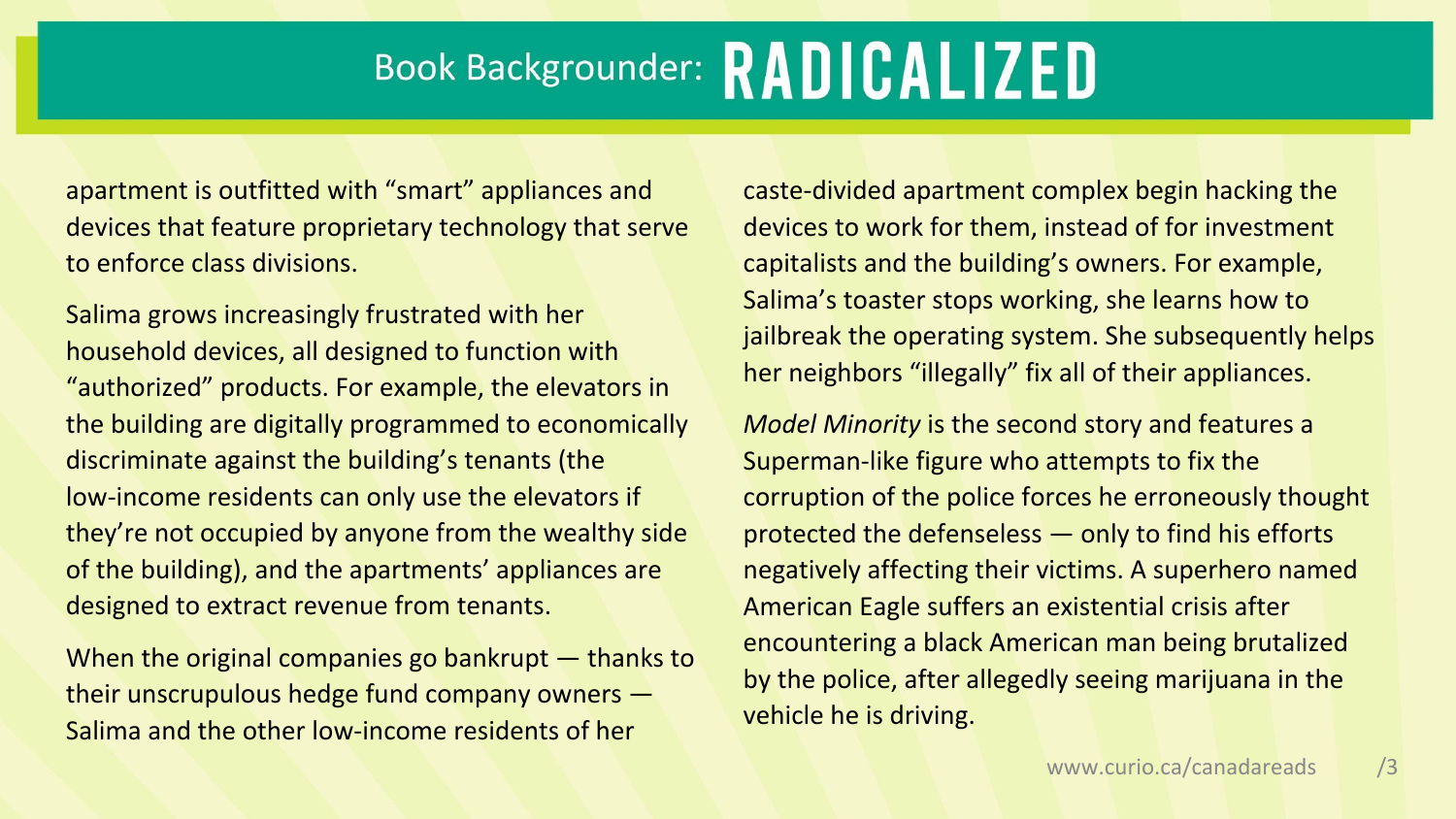# Book Backgrounder: RADICALIZED

apartment is outfitted with "smart" appliances and devices that feature proprietary technology that serve to enforce class divisions.

Salima grows increasingly frustrated with her household devices, all designed to function with "authorized" products. For example, the elevators in the building are digitally programmed to economically discriminate against the building's tenants (the low-income residents can only use the elevators if they're not occupied by anyone from the wealthy side of the building), and the apartments' appliances are designed to extract revenue from tenants.

When the original companies go bankrupt — thanks to their unscrupulous hedge fund company owners — Salima and the other low-income residents of her caste-divided apartment complex begin hacking the devices to work for them, instead of for investment capitalists and the building's owners. For example, Salima's toaster stops working, she learns how to jailbreak the operating system. She subsequently helps her neighbors "illegally" fix all of their appliances.

*Model Minority* is the second story and features a Superman-like figure who attempts to fix the corruption of the police forces he erroneously thought protected the defenseless — only to find his efforts negatively affecting their victims. A superhero named American Eagle suffers an existential crisis after encountering a black American man being brutalized by the police, after allegedly seeing marijuana in the vehicle he is driving.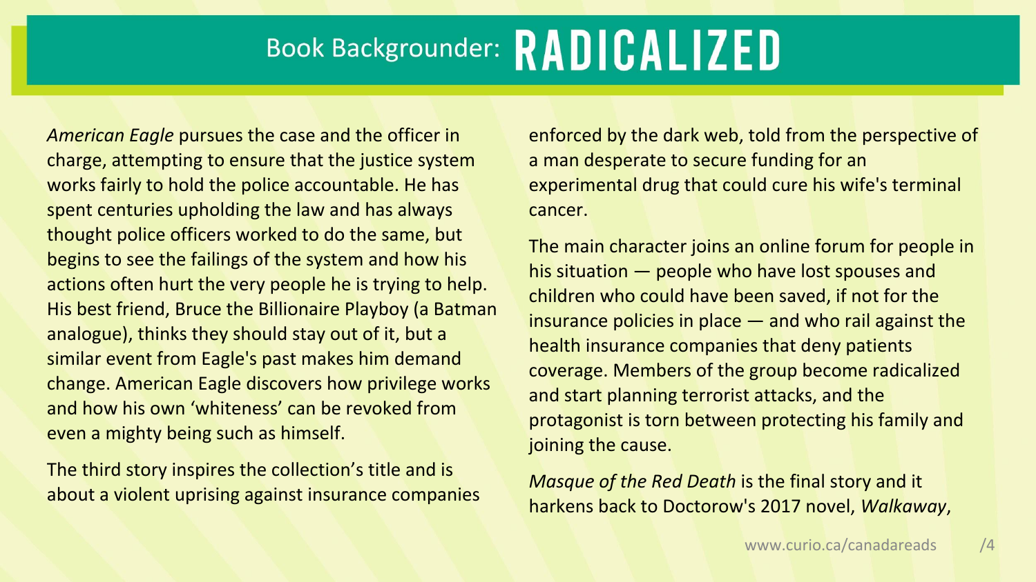# Book Backgrounder: RADICALIZED

*American Eagle* pursues the case and the officer in charge, attempting to ensure that the justice system works fairly to hold the police accountable. He has spent centuries upholding the law and has always thought police officers worked to do the same, but begins to see the failings of the system and how his actions often hurt the very people he is trying to help. His best friend, Bruce the Billionaire Playboy (a Batman analogue), thinks they should stay out of it, but a similar event from Eagle's past makes him demand change. American Eagle discovers how privilege works and how his own 'whiteness' can be revoked from even a mighty being such as himself.

The third story inspires the collection's title and is about a violent uprising against insurance companies enforced by the dark web, told from the perspective of a man desperate to secure funding for an experimental drug that could cure his wife's terminal cancer.

The main character joins an online forum for people in his situation — people who have lost spouses and children who could have been saved, if not for the insurance policies in place — and who rail against the health insurance companies that deny patients coverage. Members of the group become radicalized and start planning terrorist attacks, and the protagonist is torn between protecting his family and joining the cause.

*Masque of the Red Death* is the final story and it harkens back to Doctorow's 2017 novel, *Walkaway*,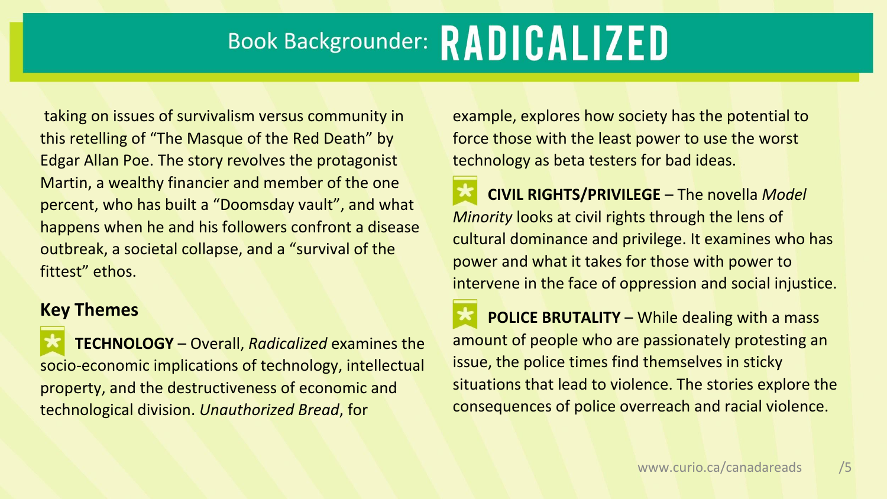# Book Backgrounder: RADICALIZED

taking on issues of survivalism versus community in this retelling of “The Masque of the Red Death” by Edgar Allan Poe. The story revolves the protagonist Martin, a wealthy financier and member of the one percent, who has built a “Doomsday vault”, and what happens when he and his followers confront a disease outbreak, a societal collapse, and a “survival of the fittest” ethos.

## Key Themes

**TECHNOLOGY** – Overall, *Radicalized* examines the socio-economic implications of technology, intellectual property, and the destructiveness of economic and technological division. *Unauthorized Bread*, for example, explores how society has the potential to force those with the least power to use the worst technology as beta testers for bad ideas.

**CIVIL RIGHTS/PRIVILEGE** – The novella *Model Minority* looks at civil rights through the lens of cultural dominance and privilege. It examines who has power and what it takes for those with power to intervene in the face of oppression and social injustice.

**POLICE BRUTALITY** – While dealing with a mass amount of people who are passionately protesting an issue, the police times find themselves in sticky situations that lead to violence. The stories explore the consequences of police overreach and racial violence.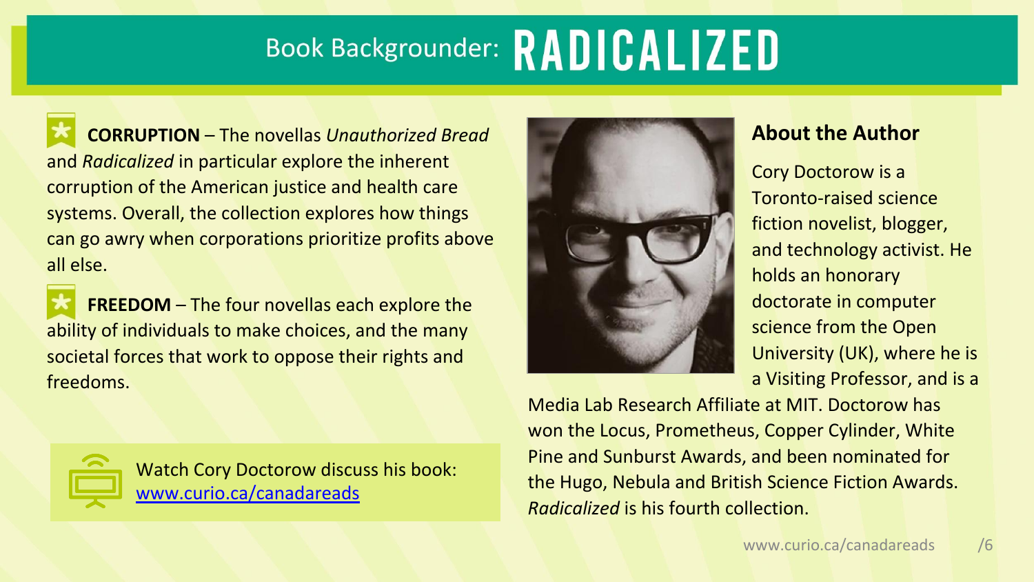# Book Backgrounder: RADICALIZED

**CORRUPTION** – The novellas *Unauthorized Bread* and *Radicalized* in particular explore the inherent corruption of the American justice and health care systems. Overall, the collection explores how things can go awry when corporations prioritize profits above all else.

**FREEDOM** – The four novellas each explore the ability of individuals to make choices, and the many societal forces that work to oppose their rights and freedoms.

Watch Cory Doctorow discuss his book: [www.curio.ca/canadareads](http://www.curio.ca/canadareads)

## About the Author

Cory Doctorow is a Toronto-raised science fiction novelist, blogger, and technology activist. He holds an honorary doctorate in computer science from the Open University (UK), where he is a Visiting Professor, and is a Media Lab Research Affiliate at MIT. Doctorow has won the Locus, Prometheus, Copper Cylinder, White Pine and Sunburst Awards, and been nominated for the Hugo, Nebula and British Science Fiction Awards. *Radicalized* is his fourth collection.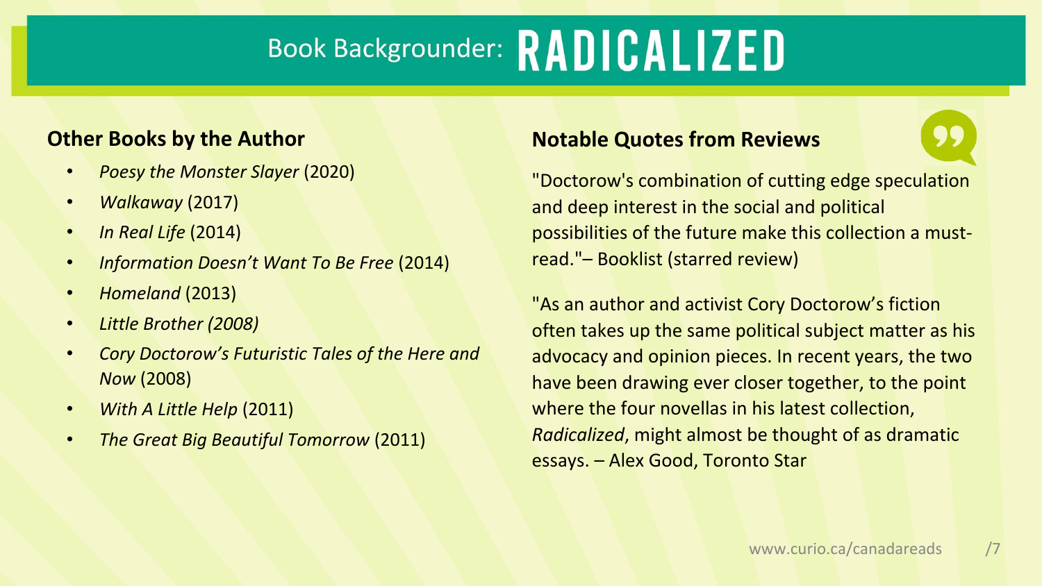# Book Backgrounder: RADICALIZED

## Other Books by the Author

- *Poesy the Monster Slayer* (2020)
- *Walkaway* (2017)
- *In Real Life* (2014)
- *Information Doesn't Want To Be Free* (2014)
- *Homeland* (2013)
- *Little Brother (2008)*
- *Cory Doctorow's Futuristic Tales of the Here and Now* (2008)
- *With A Little Help* (2011)
- *The Great Big Beautiful Tomorrow* (2011)

## Notable Quotes from Reviews

"Doctorow's combination of cutting edge speculation and deep interest in the social and political possibilities of the future make this collection a must-read."– Booklist (starred review)

"As an author and activist Cory Doctorow's fiction often takes up the same political subject matter as his advocacy and opinion pieces. In recent years, the two have been drawing ever closer together, to the point where the four novellas in his latest collection, *Radicalized*, might almost be thought of as dramatic essays. – Alex Good, Toronto Star

www.curio.ca/canadareads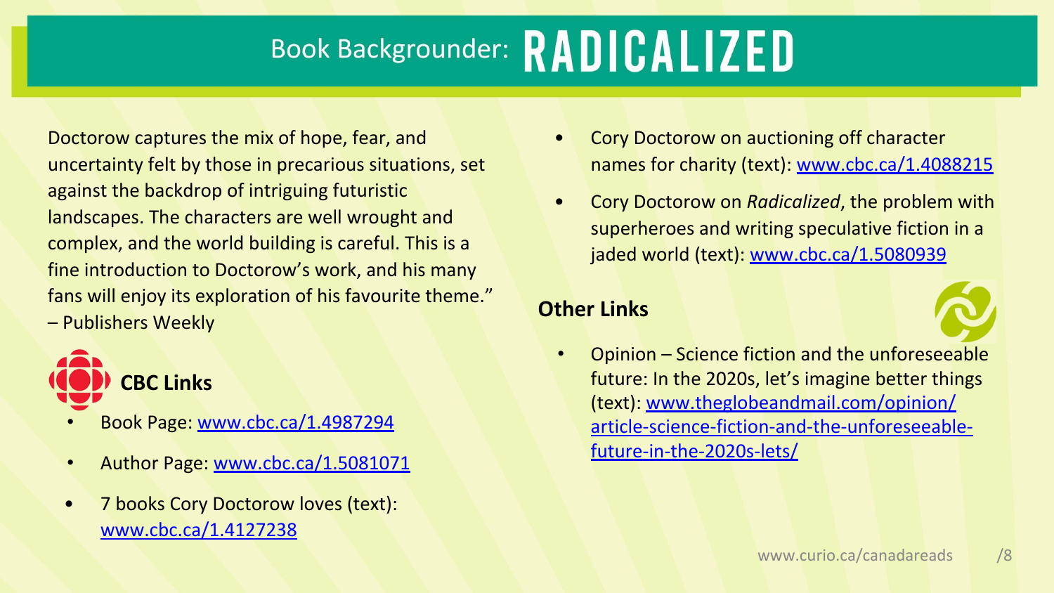# Book Backgrounder: RADICALIZED

Doctorow captures the mix of hope, fear, and uncertainty felt by those in precarious situations, set against the backdrop of intriguing futuristic landscapes. The characters are well wrought and complex, and the world building is careful. This is a fine introduction to Doctorow's work, and his many fans will enjoy its exploration of his favourite theme." – Publishers Weekly

## CBC Links

- Book Page: [www.cbc.ca/1.4987294](www.cbc.ca/1.4987294)
- Author Page: [www.cbc.ca/1.5081071](www.cbc.ca/1.5081071)
- 7 books Cory Doctorow loves (text): [www.cbc.ca/1.4127238](www.cbc.ca/1.4127238)
- Cory Doctorow on auctioning off character names for charity (text): [www.cbc.ca/1.4088215](www.cbc.ca/1.4088215)
- Cory Doctorow on *Radicalized*, the problem with superheroes and writing speculative fiction in a jaded world (text): [www.cbc.ca/1.5080939](www.cbc.ca/1.5080939)

## Other Links

- Opinion – Science fiction and the unforeseeable future: In the 2020s, let's imagine better things (text): [www.theglobeandmail.com/opinion/article-science-fiction-and-the-unforeseeable-future-in-the-2020s-lets/](www.theglobeandmail.com/opinion/article-science-fiction-and-the-unforeseeable-future-in-the-2020s-lets/)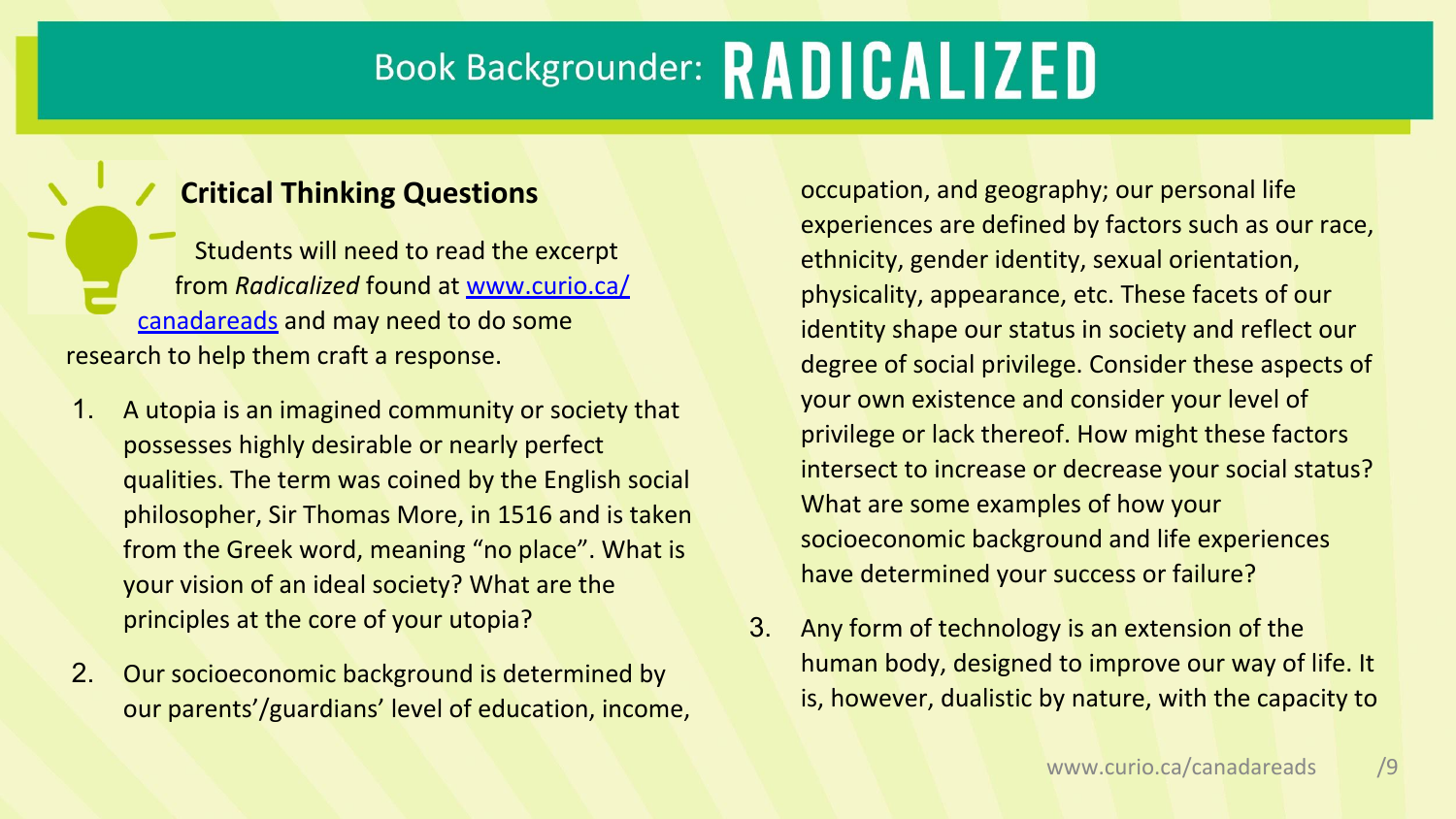# Book Backgrounder: RADICALIZED

## Critical Thinking Questions

Students will need to read the excerpt from *Radicalized* found at www.curio.ca/canadareads and may need to do some research to help them craft a response.

1. A utopia is an imagined community or society that possesses highly desirable or nearly perfect qualities. The term was coined by the English social philosopher, Sir Thomas More, in 1516 and is taken from the Greek word, meaning "no place". What is your vision of an ideal society? What are the principles at the core of your utopia?

2. Our socioeconomic background is determined by our parents'/guardians' level of education, income, occupation, and geography; our personal life experiences are defined by factors such as our race, ethnicity, gender identity, sexual orientation, physicality, appearance, etc. These facets of our identity shape our status in society and reflect our degree of social privilege. Consider these aspects of your own existence and consider your level of privilege or lack thereof. How might these factors intersect to increase or decrease your social status? What are some examples of how your socioeconomic background and life experiences have determined your success or failure?

3. Any form of technology is an extension of the human body, designed to improve our way of life. It is, however, dualistic by nature, with the capacity to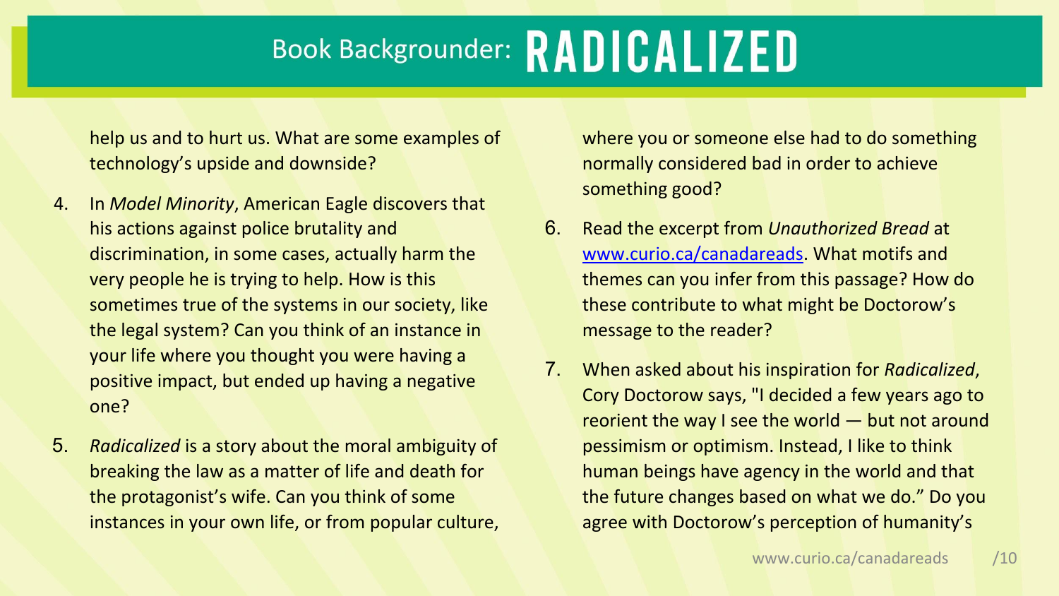# Book Backgrounder: RADICALIZED

help us and to hurt us. What are some examples of technology's upside and downside?

4. In *Model Minority*, American Eagle discovers that his actions against police brutality and discrimination, in some cases, actually harm the very people he is trying to help. How is this sometimes true of the systems in our society, like the legal system? Can you think of an instance in your life where you thought you were having a positive impact, but ended up having a negative one?

5. *Radicalized* is a story about the moral ambiguity of breaking the law as a matter of life and death for the protagonist's wife. Can you think of some instances in your own life, or from popular culture, where you or someone else had to do something normally considered bad in order to achieve something good?

6. Read the excerpt from *Unauthorized Bread* at [www.curio.ca/canadareads](http://www.curio.ca/canadareads). What motifs and themes can you infer from this passage? How do these contribute to what might be Doctorow's message to the reader?

7. When asked about his inspiration for *Radicalized*, Cory Doctorow says, "I decided a few years ago to reorient the way I see the world — but not around pessimism or optimism. Instead, I like to think human beings have agency in the world and that the future changes based on what we do." Do you agree with Doctorow's perception of humanity's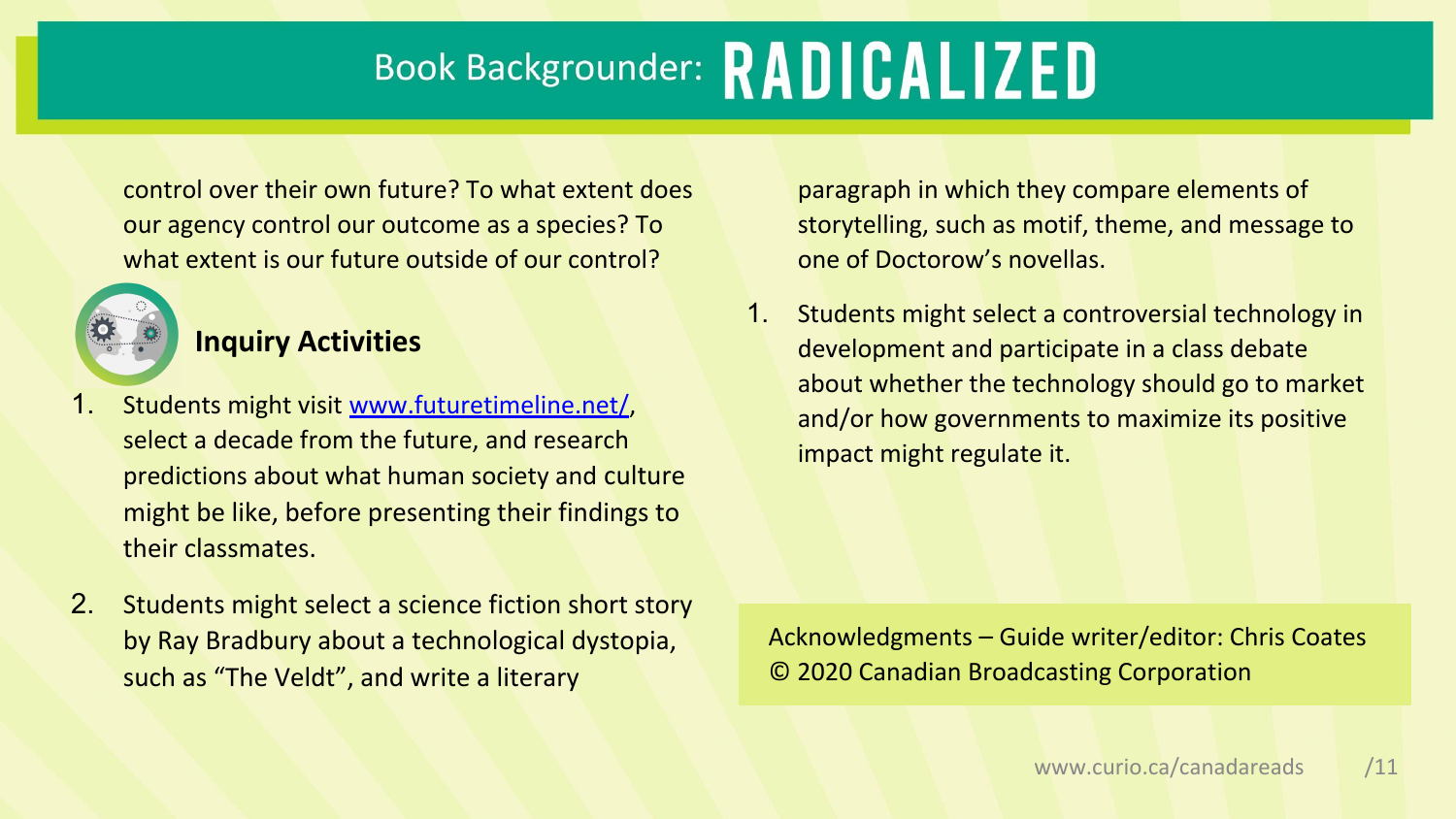control over their own future? To what extent does our agency control our outcome as a species? To what extent is our future outside of our control?

### Inquiry Activities

1. Students might visit [www.futuretimeline.net/](http://www.futuretimeline.net/), select a decade from the future, and research predictions about what human society and culture might be like, before presenting their findings to their classmates.

2. Students might select a science fiction short story by Ray Bradbury about a technological dystopia, such as "The Veldt", and write a literary paragraph in which they compare elements of storytelling, such as motif, theme, and message to one of Doctorow's novellas.

1. Students might select a controversial technology in development and participate in a class debate about whether the technology should go to market and/or how governments to maximize its positive impact might regulate it.

Acknowledgments – Guide writer/editor: Chris Coates
© 2020 Canadian Broadcasting Corporation